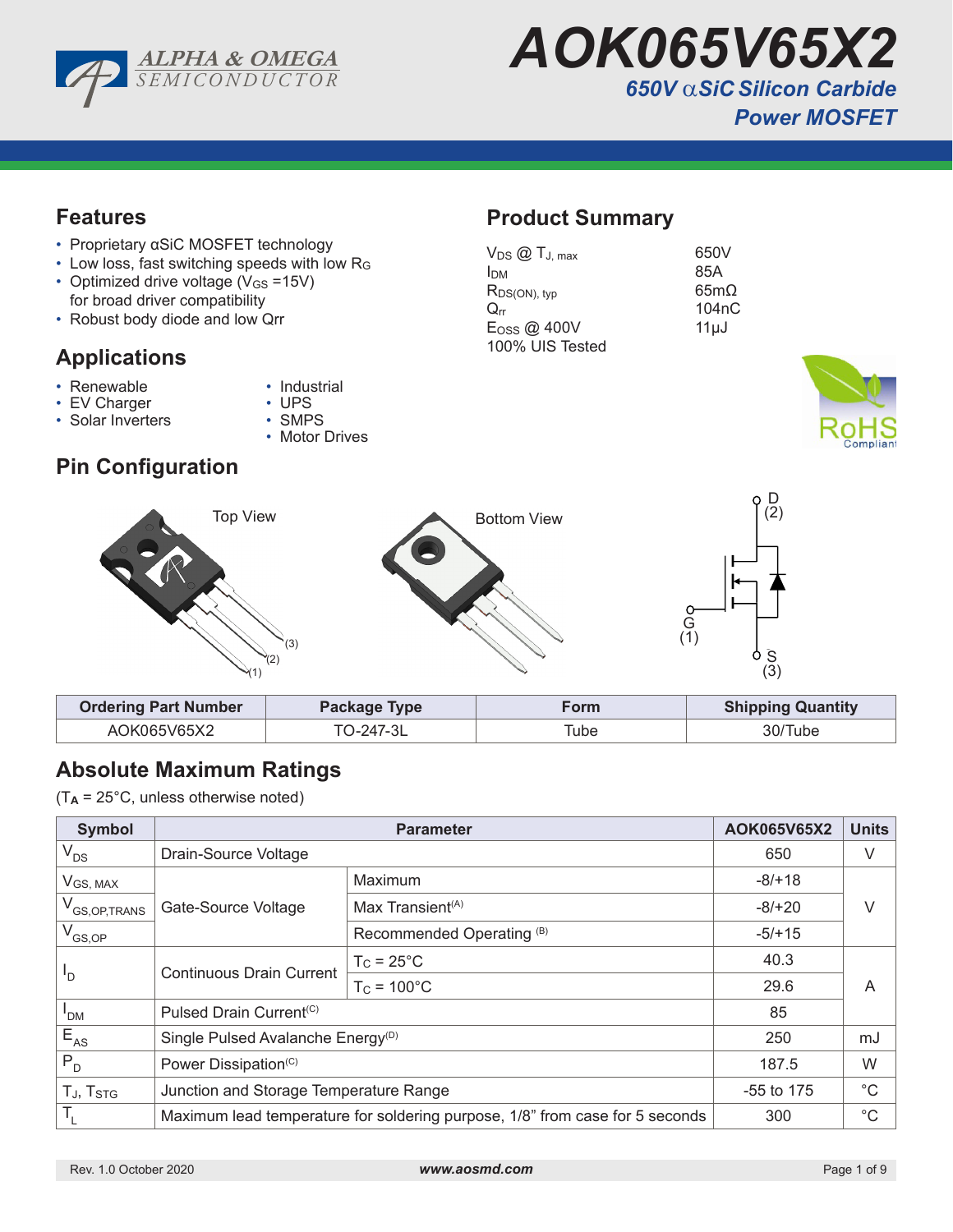# AOK065V65X2

## 650V αSiC Silicon Carbide Power MOSFET

## Features

- Proprietary αSiC MOSFET technology
- Low loss, fast switching speeds with low $R_G$
- Optimized drive voltage ($V_{GS}$ =15V) for broad driver compatibility
- Robust body diode and low Qrr

## Product Summary

| | |
|---|---|
| $V_{DS}$ @ $T_{J, max}$ | 650V |
| $I_{DM}$ | 85A |
| $R_{DS(ON), typ}$ | 65mΩ |
| $Q_{rr}$ | 104nC |
| $E_{OSS}$ @ 400V | 11µJ |
| 100% UIS Tested | |

## Applications

- Renewable
- EV Charger
- Solar Inverters
- Industrial
- UPS
- SMPS
- Motor Drives

## Pin Configuration

Top View

Bottom View

D (2)

G (1)

S (3)

| Ordering Part Number | Package Type | Form | Shipping Quantity |
|---|---|---|---|
| AOK065V65X2 | TO-247-3L | Tube | 30/Tube |

## Absolute Maximum Ratings

($T_A$ = 25°C, unless otherwise noted)

| Symbol | Parameter | | AOK065V65X2 | Units |
|---|---|---|---|---|
| $V_{DS}$ | Drain-Source Voltage | | 650 | V |
| $V_{GS, MAX}$ | Gate-Source Voltage | Maximum | -8/+18 | V |
| $V_{GS,OP,TRANS}$ | | Max Transient[(A)] | -8/+20 | |
| $V_{GS,OP}$ | | Recommended Operating [(B)] | -5/+15 | |
| $I_D$ | Continuous Drain Current | $T_C$ = 25°C | 40.3 | A |
| | | $T_C$ = 100°C | 29.6 | |
| $I_{DM}$ | Pulsed Drain Current[(C)] | | 85 | |
| $E_{AS}$ | Single Pulsed Avalanche Energy[(D)] | | 250 | mJ |
| $P_D$ | Power Dissipation[(C)] | | 187.5 | W |
| $T_J$, $T_{STG}$ | Junction and Storage Temperature Range | | -55 to 175 | °C |
| $T_L$ | Maximum lead temperature for soldering purpose, 1/8" from case for 5 seconds | | 300 | °C |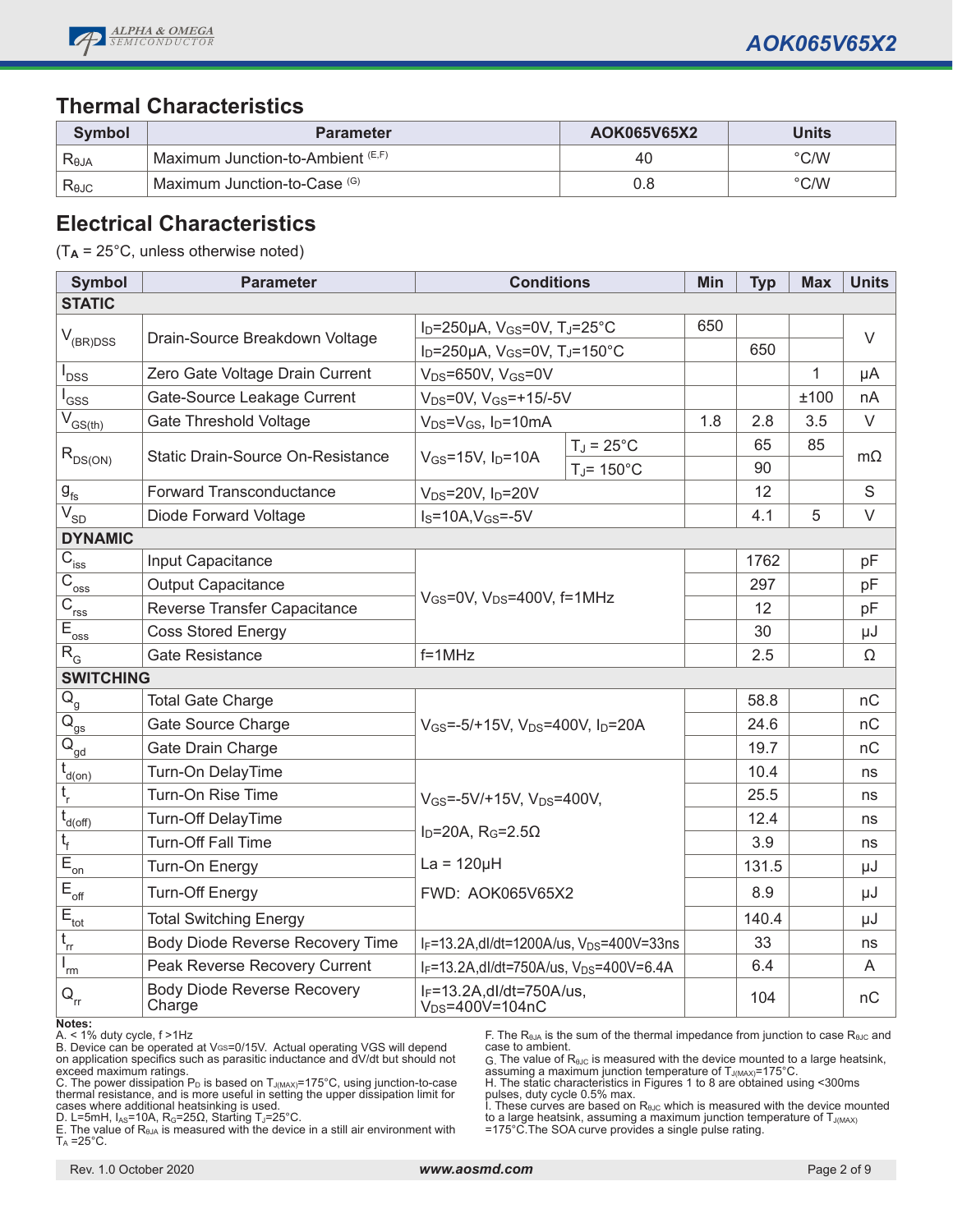## Thermal Characteristics

| Symbol | Parameter | AOK065V65X2 | Units |
|---|---|---|---|
| $R_{\theta JA}$ | Maximum Junction-to-Ambient (E,F) | 40 | °C/W |
| $R_{\theta JC}$ | Maximum Junction-to-Case (G) | 0.8 | °C/W |

## Electrical Characteristics

($T_A$ = 25°C, unless otherwise noted)

| Symbol | Parameter | Conditions | | Min | Typ | Max | Units |
|---|---|---|---|---|---|---|---|
| **STATIC** | | | | | | | |
| $V_{(BR)DSS}$ | Drain-Source Breakdown Voltage | $I_D$=250µA, $V_{GS}$=0V, $T_J$=25°C | | 650 | | | V |
| | | $I_D$=250µA, $V_{GS}$=0V, $T_J$=150°C | | | 650 | | |
| $I_{DSS}$ | Zero Gate Voltage Drain Current | $V_{DS}$=650V, $V_{GS}$=0V | | | | 1 | µA |
| $I_{GSS}$ | Gate-Source Leakage Current | $V_{DS}$=0V, $V_{GS}$=+15/-5V | | | | ±100 | nA |
| $V_{GS(th)}$ | Gate Threshold Voltage | $V_{DS}$=$V_{GS}$, $I_D$=10mA | | 1.8 | 2.8 | 3.5 | V |
| $R_{DS(ON)}$ | Static Drain-Source On-Resistance | $V_{GS}$=15V, $I_D$=10A | $T_J$ = 25°C | | 65 | 85 | mΩ |
| | | | $T_J$= 150°C | | 90 | | |
| $g_{fs}$ | Forward Transconductance | $V_{DS}$=20V, $I_D$=20V | | | 12 | | S |
| $V_{SD}$ | Diode Forward Voltage | $I_S$=10A,$V_{GS}$=-5V | | | 4.1 | 5 | V |
| **DYNAMIC** | | | | | | | |
| $C_{iss}$ | Input Capacitance | $V_{GS}$=0V, $V_{DS}$=400V, f=1MHz | | | 1762 | | pF |
| $C_{oss}$ | Output Capacitance | | | | 297 | | pF |
| $C_{rss}$ | Reverse Transfer Capacitance | | | | 12 | | pF |
| $E_{oss}$ | Coss Stored Energy | | | | 30 | | µJ |
| $R_G$ | Gate Resistance | f=1MHz | | | 2.5 | | Ω |
| **SWITCHING** | | | | | | | |
| $Q_g$ | Total Gate Charge | $V_{GS}$=-5/+15V, $V_{DS}$=400V, $I_D$=20A | | | 58.8 | | nC |
| $Q_{gs}$ | Gate Source Charge | | | | 24.6 | | nC |
| $Q_{gd}$ | Gate Drain Charge | | | | 19.7 | | nC |
| $t_{d(on)}$ | Turn-On DelayTime | $V_{GS}$=-5V/+15V, $V_{DS}$=400V, $I_D$=20A, $R_G$=2.5Ω, La = 120µH, FWD: AOK065V65X2 | | | 10.4 | | ns |
| $t_r$ | Turn-On Rise Time | | | | 25.5 | | ns |
| $t_{d(off)}$ | Turn-Off DelayTime | | | | 12.4 | | ns |
| $t_f$ | Turn-Off Fall Time | | | | 3.9 | | ns |
| $E_{on}$ | Turn-On Energy | | | | 131.5 | | µJ |
| $E_{off}$ | Turn-Off Energy | | | | 8.9 | | µJ |
| $E_{tot}$ | Total Switching Energy | | | | 140.4 | | µJ |
| $t_{rr}$ | Body Diode Reverse Recovery Time | $I_F$=13.2A,dI/dt=1200A/us, $V_{DS}$=400V=33ns | | | 33 | | ns |
| $I_{rm}$ | Peak Reverse Recovery Current | $I_F$=13.2A,dI/dt=750A/us, $V_{DS}$=400V=6.4A | | | 6.4 | | A |
| $Q_{rr}$ | Body Diode Reverse Recovery Charge | $I_F$=13.2A,dI/dt=750A/us, $V_{DS}$=400V=104nC | | | 104 | | nC |

**Notes:**

A. < 1% duty cycle, f >1Hz

B. Device can be operated at $V_{GS}$=0/15V. Actual operating VGS will depend on application specifics such as parasitic inductance and dV/dt but should not exceed maximum ratings.

C. The power dissipation $P_D$ is based on $T_{J(MAX)}$=175°C, using junction-to-case thermal resistance, and is more useful in setting the upper dissipation limit for cases where additional heatsinking is used.

D. L=5mH, $I_{AS}$=10A, $R_G$=25Ω, Starting $T_J$=25°C.

E. The value of $R_{\theta JA}$ is measured with the device in a still air environment with $T_A$ =25°C.

F. The $R_{\theta JA}$ is the sum of the thermal impedance from junction to case $R_{\theta JC}$ and case to ambient.

G. The value of $R_{\theta JC}$ is measured with the device mounted to a large heatsink, assuming a maximum junction temperature of $T_{J(MAX)}$=175°C.

H. The static characteristics in Figures 1 to 8 are obtained using <300ms pulses, duty cycle 0.5% max.

I. These curves are based on $R_{\theta JC}$ which is measured with the device mounted to a large heatsink, assuming a maximum junction temperature of $T_{J(MAX)}$ =175°C.The SOA curve provides a single pulse rating.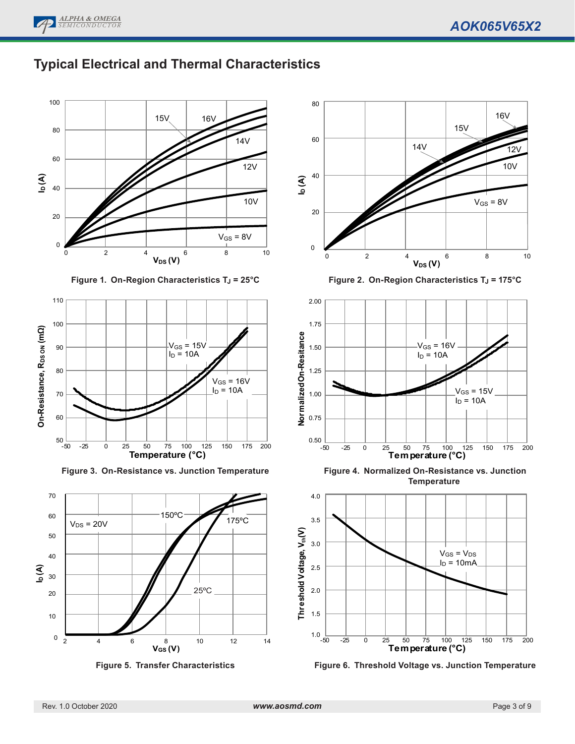## Typical Electrical and Thermal Characteristics

Figure 1. On-Region Characteristics $T_J$ = 25°C

Figure 2. On-Region Characteristics $T_J$ = 175°C

Figure 3. On-Resistance vs. Junction Temperature

Figure 4. Normalized On-Resistance vs. Junction Temperature

Figure 5. Transfer Characteristics

Figure 6. Threshold Voltage vs. Junction Temperature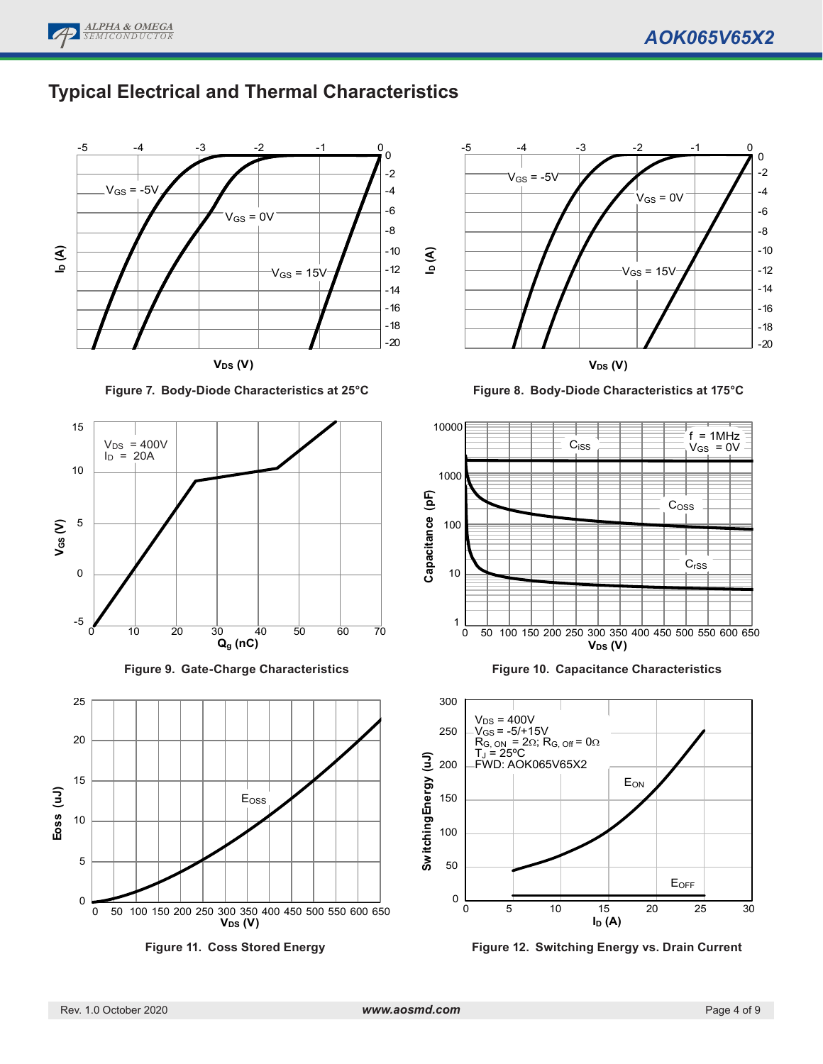## Typical Electrical and Thermal Characteristics

Figure 7. Body-Diode Characteristics at 25°C

Figure 8. Body-Diode Characteristics at 175°C

Figure 9. Gate-Charge Characteristics

Figure 10. Capacitance Characteristics

Figure 11. Coss Stored Energy

Figure 12. Switching Energy vs. Drain Current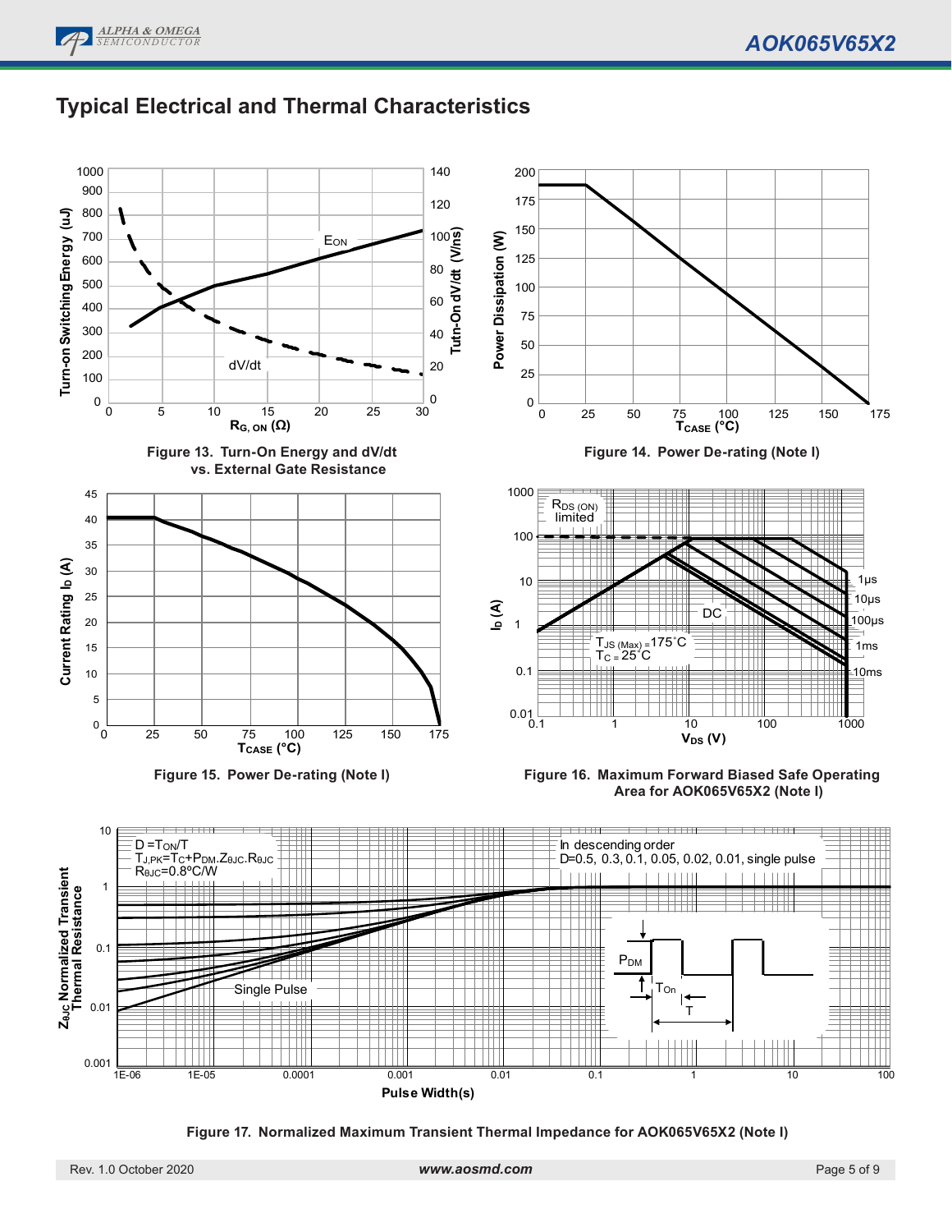## Typical Electrical and Thermal Characteristics

Figure 13. Turn-On Energy and dV/dt vs. External Gate Resistance

Figure 14. Power De-rating (Note I)

Figure 15. Power De-rating (Note I)

Figure 16. Maximum Forward Biased Safe Operating Area for AOK065V65X2 (Note I)

Figure 17. Normalized Maximum Transient Thermal Impedance for AOK065V65X2 (Note I)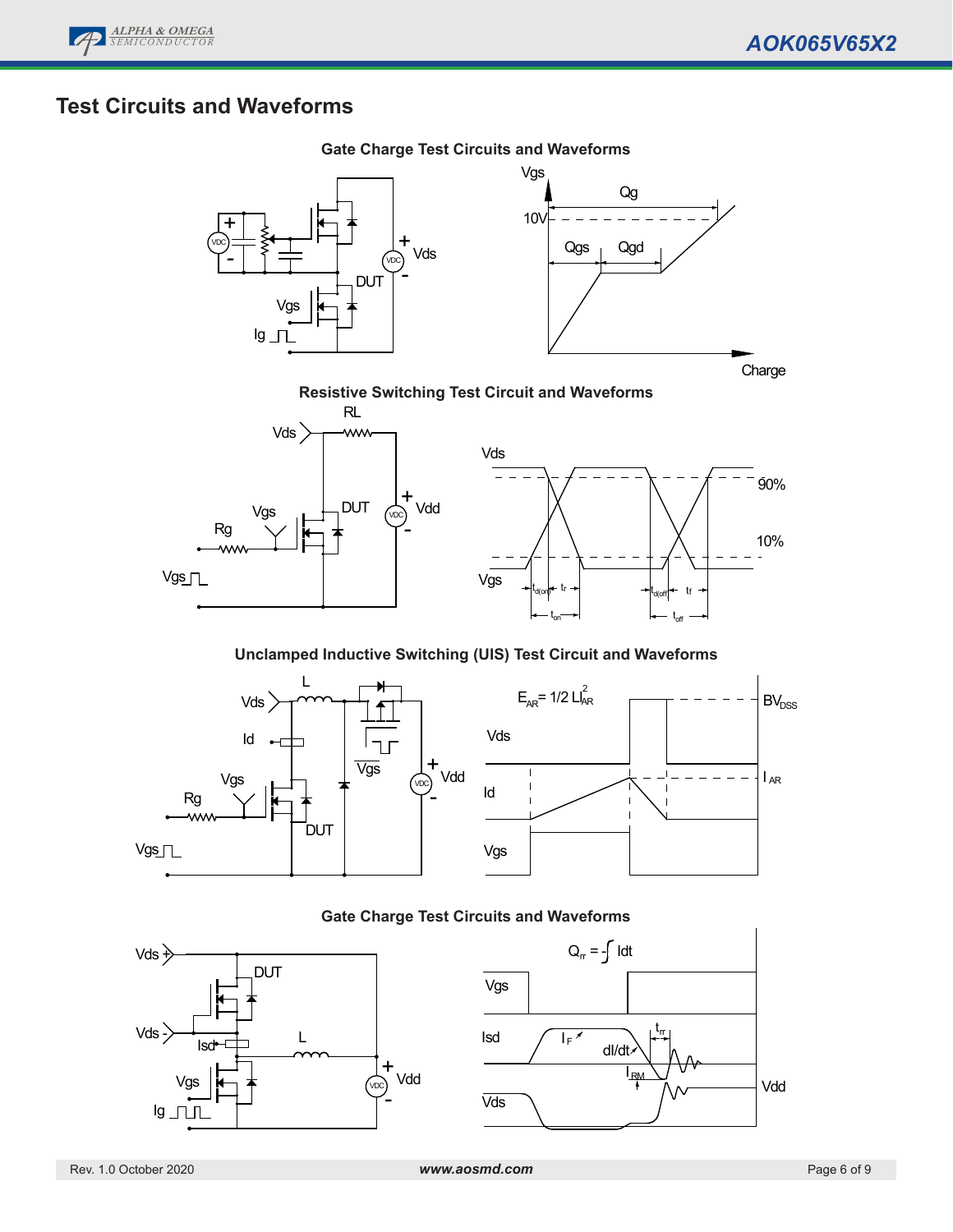## Test Circuits and Waveforms

### Gate Charge Test Circuits and Waveforms

VDC, Vds, DUT, Vgs, Ig

Vgs, Qg, 10V, Qgs, Qgd, Charge

### Resistive Switching Test Circuit and Waveforms

RL, Vds, Vgs, DUT, Rg, Vdd, VDC

Vds, 90%, 10%, Vgs, $t_{d(on)}$, tr, $t_{on}$, $t_{d(off)}$, tf, $t_{off}$

### Unclamped Inductive Switching (UIS) Test Circuit and Waveforms

L, Vds, Id, Vgs, Rg, DUT, Vdd, VDC

$E_{AR} = 1/2\ LI_{AR}^2$

$BV_{DSS}$, Vds, Id, $I_{AR}$, Vgs

### Gate Charge Test Circuits and Waveforms

Vds +, Vds -, DUT, Isd, L, Vgs, Ig, Vdd, VDC

$Q_{rr} = -\int Idt$

Vgs, Isd, $I_F$, dI/dt, $t_{rr}$, $I_{RM}$, Vds, Vdd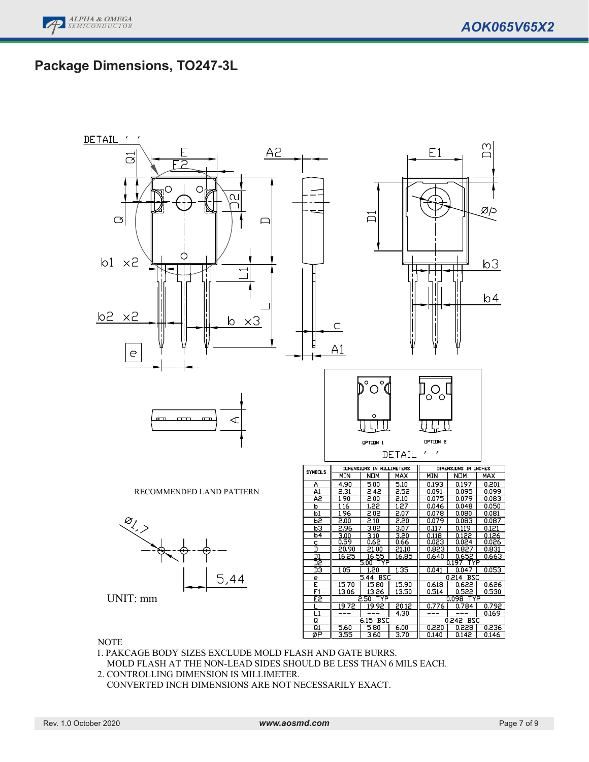## Package Dimensions, TO247-3L

RECOMMENDED LAND PATTERN

UNIT: mm

| SYMBOLS | DIMENSIONS IN MILLIMETERS | | | DIMENSIONS IN INCHES | | |
|---|---|---|---|---|---|---|
| | MIN | NOM | MAX | MIN | NOM | MAX |
| A | 4.90 | 5.00 | 5.10 | 0.193 | 0.197 | 0.201 |
| A1 | 2.31 | 2.42 | 2.52 | 0.091 | 0.095 | 0.099 |
| A2 | 1.90 | 2.00 | 2.10 | 0.075 | 0.079 | 0.083 |
| b | 1.16 | 1.22 | 1.27 | 0.046 | 0.048 | 0.050 |
| b1 | 1.96 | 2.02 | 2.07 | 0.078 | 0.080 | 0.081 |
| b2 | 2.00 | 2.10 | 2.20 | 0.079 | 0.083 | 0.087 |
| b3 | 2.96 | 3.02 | 3.07 | 0.117 | 0.119 | 0.121 |
| b4 | 3.00 | 3.10 | 3.20 | 0.118 | 0.122 | 0.126 |
| c | 0.59 | 0.62 | 0.66 | 0.023 | 0.024 | 0.026 |
| D | 20.90 | 21.00 | 21.10 | 0.823 | 0.827 | 0.831 |
| D1 | 16.25 | 16.55 | 16.85 | 0.640 | 0.652 | 0.663 |
| D2 | | 5.00 TYP | | | 0.197 TYP | |
| D3 | 1.05 | 1.20 | 1.35 | 0.041 | 0.047 | 0.053 |
| e | | 5.44 BSC | | | 0.214 BSC | |
| E | 15.70 | 15.80 | 15.90 | 0.618 | 0.622 | 0.626 |
| E1 | 13.06 | 13.26 | 13.50 | 0.514 | 0.522 | 0.530 |
| E2 | | 2.50 TYP | | | 0.098 TYP | |
| L | 19.72 | 19.92 | 20.12 | 0.776 | 0.784 | 0.792 |
| L1 | --- | --- | 4.30 | --- | --- | 0.169 |
| Q | | 6.15 BSC | | | 0.242 BSC | |
| Q1 | 5.60 | 5.80 | 6.00 | 0.220 | 0.228 | 0.236 |
| ØP | 3.55 | 3.60 | 3.70 | 0.140 | 0.142 | 0.146 |

NOTE

1. PAKCAGE BODY SIZES EXCLUDE MOLD FLASH AND GATE BURRS.
   MOLD FLASH AT THE NON-LEAD SIDES SHOULD BE LESS THAN 6 MILS EACH.
2. CONTROLLING DIMENSION IS MILLIMETER.
   CONVERTED INCH DIMENSIONS ARE NOT NECESSARILY EXACT.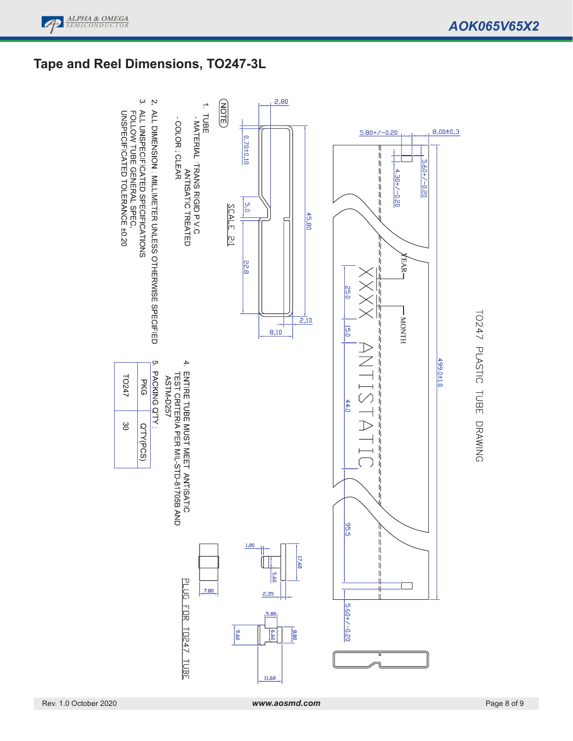## Tape and Reel Dimensions, TO247-3L

TO247 PLASTIC TUBE DRAWING

NOTE

1. TUBE
   - MATERIAL : TRANS RIGID P.V.C ANTISATIC TREATED
   - COLOR : CLEAR
2. ALL DIMENSION : MILLIMETER UNLESS OTHERWISE SPECIFIED
3. ALL UNSPECIFICATED SPECIFICATIONS FOLLOW TUBE GENERAL SPEC. UNSPECIFICATED TOLERANCE ±0.20
4. ENTIRE TUBE MUST MEET ANTISATIC TEST CRITERIA PER MIL-STD-81705B AND ASTM-D257
5. PACKING Q'TY :

| PKG | Q'TY(PCS) |
| --- | --- |
| TO247 | 30 |

SCALE 2:1

PLUG FOR TO247 TUBE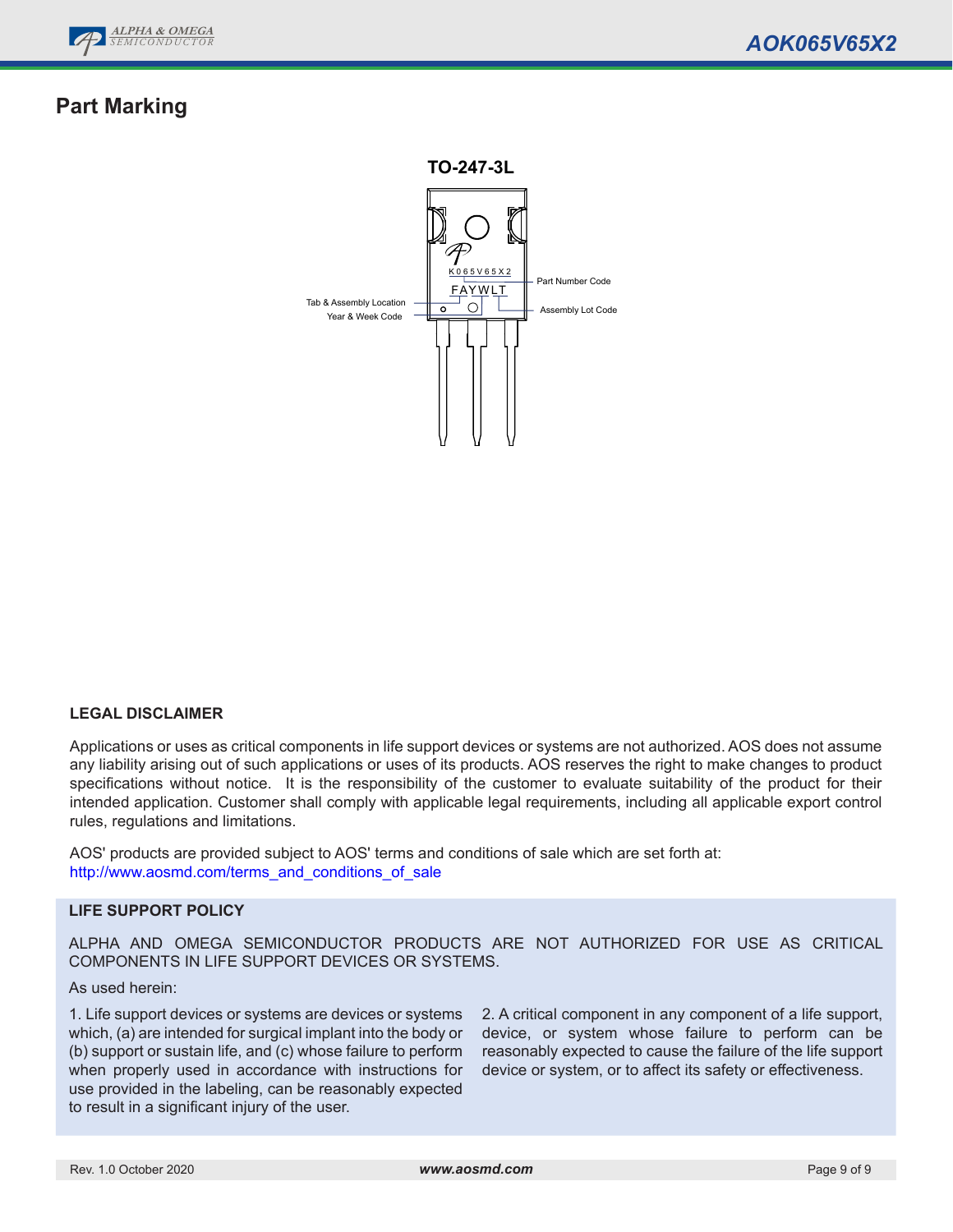## Part Marking

TO-247-3L

K065V65X2

FAYWLT

Part Number Code

Assembly Lot Code

Tab & Assembly Location

Year & Week Code

**LEGAL DISCLAIMER**

Applications or uses as critical components in life support devices or systems are not authorized. AOS does not assume any liability arising out of such applications or uses of its products. AOS reserves the right to make changes to product specifications without notice. It is the responsibility of the customer to evaluate suitability of the product for their intended application. Customer shall comply with applicable legal requirements, including all applicable export control rules, regulations and limitations.

AOS' products are provided subject to AOS' terms and conditions of sale which are set forth at:
http://www.aosmd.com/terms_and_conditions_of_sale

**LIFE SUPPORT POLICY**

ALPHA AND OMEGA SEMICONDUCTOR PRODUCTS ARE NOT AUTHORIZED FOR USE AS CRITICAL COMPONENTS IN LIFE SUPPORT DEVICES OR SYSTEMS.

As used herein:

1. Life support devices or systems are devices or systems which, (a) are intended for surgical implant into the body or (b) support or sustain life, and (c) whose failure to perform when properly used in accordance with instructions for use provided in the labeling, can be reasonably expected to result in a significant injury of the user.

2. A critical component in any component of a life support, device, or system whose failure to perform can be reasonably expected to cause the failure of the life support device or system, or to affect its safety or effectiveness.